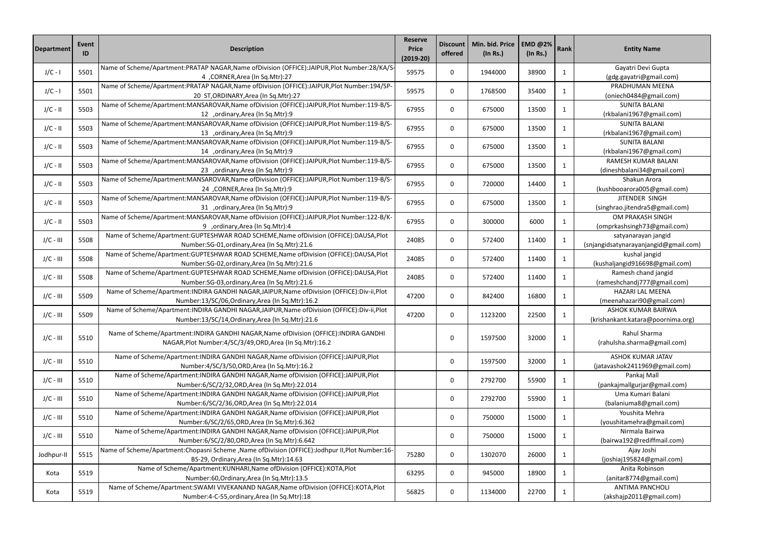| Department | Event ID | Description | Reserve Price (2019-20) | Discount offered | Min. bid. Price (In Rs.) | EMD @2% (In Rs.) | Rank | Entity Name |
|---|---|---|---|---|---|---|---|---|
| J/C - I | 5501 | Name of Scheme/Apartment:PRATAP NAGAR,Name ofDivision (OFFICE):JAIPUR,Plot Number:28/KA/S-4 ,CORNER,Area (In Sq.Mtr):27 | 59575 | 0 | 1944000 | 38900 | 1 | Gayatri Devi Gupta (gdg.gayatri@gmail.com) |
| J/C - I | 5501 | Name of Scheme/Apartment:PRATAP NAGAR,Name ofDivision (OFFICE):JAIPUR,Plot Number:194/SP-20 ST,ORDINARY,Area (In Sq.Mtr):27 | 59575 | 0 | 1768500 | 35400 | 1 | PRADHUMAN MEENA (oniech0484@gmail.com) |
| J/C - II | 5503 | Name of Scheme/Apartment:MANSAROVAR,Name ofDivision (OFFICE):JAIPUR,Plot Number:119-B/S-12 ,ordinary,Area (In Sq.Mtr):9 | 67955 | 0 | 675000 | 13500 | 1 | SUNITA BALANI (rkbalani1967@gmail.com) |
| J/C - II | 5503 | Name of Scheme/Apartment:MANSAROVAR,Name ofDivision (OFFICE):JAIPUR,Plot Number:119-B/S-13 ,ordinary,Area (In Sq.Mtr):9 | 67955 | 0 | 675000 | 13500 | 1 | SUNITA BALANI (rkbalani1967@gmail.com) |
| J/C - II | 5503 | Name of Scheme/Apartment:MANSAROVAR,Name ofDivision (OFFICE):JAIPUR,Plot Number:119-B/S-14 ,ordinary,Area (In Sq.Mtr):9 | 67955 | 0 | 675000 | 13500 | 1 | SUNITA BALANI (rkbalani1967@gmail.com) |
| J/C - II | 5503 | Name of Scheme/Apartment:MANSAROVAR,Name ofDivision (OFFICE):JAIPUR,Plot Number:119-B/S-23 ,ordinary,Area (In Sq.Mtr):9 | 67955 | 0 | 675000 | 13500 | 1 | RAMESH KUMAR BALANI (dineshbalani34@gmail.com) |
| J/C - II | 5503 | Name of Scheme/Apartment:MANSAROVAR,Name ofDivision (OFFICE):JAIPUR,Plot Number:119-B/S-24 ,CORNER,Area (In Sq.Mtr):9 | 67955 | 0 | 720000 | 14400 | 1 | Shakun Arora (kushbooarora005@gmail.com) |
| J/C - II | 5503 | Name of Scheme/Apartment:MANSAROVAR,Name ofDivision (OFFICE):JAIPUR,Plot Number:119-B/S-31 ,ordinary,Area (In Sq.Mtr):9 | 67955 | 0 | 675000 | 13500 | 1 | JITENDER SINGH (singhrao.jitendra5@gmail.com) |
| J/C - II | 5503 | Name of Scheme/Apartment:MANSAROVAR,Name ofDivision (OFFICE):JAIPUR,Plot Number:122-B/K-9 ,ordinary,Area (In Sq.Mtr):4 | 67955 | 0 | 300000 | 6000 | 1 | OM PRAKASH SINGH (omprkashsingh73@gmail.com) |
| J/C - III | 5508 | Name of Scheme/Apartment:GUPTESHWAR ROAD SCHEME,Name ofDivision (OFFICE):DAUSA,Plot Number:SG-01,ordinary,Area (In Sq.Mtr):21.6 | 24085 | 0 | 572400 | 11400 | 1 | satyanarayan jangid (snjangidsatynarayanjangid@gmail.com) |
| J/C - III | 5508 | Name of Scheme/Apartment:GUPTESHWAR ROAD SCHEME,Name ofDivision (OFFICE):DAUSA,Plot Number:SG-02,ordinary,Area (In Sq.Mtr):21.6 | 24085 | 0 | 572400 | 11400 | 1 | kushal jangid (kushaljangid916698@gmail.com) |
| J/C - III | 5508 | Name of Scheme/Apartment:GUPTESHWAR ROAD SCHEME,Name ofDivision (OFFICE):DAUSA,Plot Number:SG-03,ordinary,Area (In Sq.Mtr):21.6 | 24085 | 0 | 572400 | 11400 | 1 | Ramesh chand jangid (rameshchandj777@gmail.com) |
| J/C - III | 5509 | Name of Scheme/Apartment:INDIRA GANDHI NAGAR,JAIPUR,Name ofDivision (OFFICE):Div-ii,Plot Number:13/SC/06,Ordinary,Area (In Sq.Mtr):16.2 | 47200 | 0 | 842400 | 16800 | 1 | HAZARI LAL MEENA (meenahazari90@gmail.com) |
| J/C - III | 5509 | Name of Scheme/Apartment:INDIRA GANDHI NAGAR,JAIPUR,Name ofDivision (OFFICE):Div-ii,Plot Number:13/SC/14,Ordinary,Area (In Sq.Mtr):21.6 | 47200 | 0 | 1123200 | 22500 | 1 | ASHOK KUMAR BAIRWA (krishankant.katara@poornima.org) |
| J/C - III | 5510 | Name of Scheme/Apartment:INDIRA GANDHI NAGAR,Name ofDivision (OFFICE):INDIRA GANDHI NAGAR,Plot Number:4/SC/3/49,ORD,Area (In Sq.Mtr):16.2 | | 0 | 1597500 | 32000 | 1 | Rahul Sharma (rahulsha.sharma@gmail.com) |
| J/C - III | 5510 | Name of Scheme/Apartment:INDIRA GANDHI NAGAR,Name ofDivision (OFFICE):JAIPUR,Plot Number:4/SC/3/50,ORD,Area (In Sq.Mtr):16.2 | | 0 | 1597500 | 32000 | 1 | ASHOK KUMAR JATAV (jatavashok2411969@gmail.com) |
| J/C - III | 5510 | Name of Scheme/Apartment:INDIRA GANDHI NAGAR,Name ofDivision (OFFICE):JAIPUR,Plot Number:6/SC/2/32,ORD,Area (In Sq.Mtr):22.014 | | 0 | 2792700 | 55900 | 1 | Pankaj Mall (pankajmallgurjar@gmail.com) |
| J/C - III | 5510 | Name of Scheme/Apartment:INDIRA GANDHI NAGAR,Name ofDivision (OFFICE):JAIPUR,Plot Number:6/SC/2/36,ORD,Area (In Sq.Mtr):22.014 | | 0 | 2792700 | 55900 | 1 | Uma Kumari Balani (balaniuma8@gmail.com) |
| J/C - III | 5510 | Name of Scheme/Apartment:INDIRA GANDHI NAGAR,Name ofDivision (OFFICE):JAIPUR,Plot Number:6/SC/2/65,ORD,Area (In Sq.Mtr):6.362 | | 0 | 750000 | 15000 | 1 | Youshita Mehra (youshitamehra@gmail.com) |
| J/C - III | 5510 | Name of Scheme/Apartment:INDIRA GANDHI NAGAR,Name ofDivision (OFFICE):JAIPUR,Plot Number:6/SC/2/80,ORD,Area (In Sq.Mtr):6.642 | | 0 | 750000 | 15000 | 1 | Nirmala Bairwa (bairwa192@rediffmail.com) |
| Jodhpur-II | 5515 | Name of Scheme/Apartment:Chopasni Scheme ,Name ofDivision (OFFICE):Jodhpur II,Plot Number:16-BS-29, Ordinary,Area (In Sq.Mtr):14.63 | 75280 | 0 | 1302070 | 26000 | 1 | Ajay Joshi (joshiaj195824@gmail.com) |
| Kota | 5519 | Name of Scheme/Apartment:KUNHARI,Name ofDivision (OFFICE):KOTA,Plot Number:60,Ordinary,Area (In Sq.Mtr):13.5 | 63295 | 0 | 945000 | 18900 | 1 | Anita Robinson (anitar8774@gmail.com) |
| Kota | 5519 | Name of Scheme/Apartment:SWAMI VIVEKANAND NAGAR,Name ofDivision (OFFICE):KOTA,Plot Number:4-C-55,ordinary,Area (In Sq.Mtr):18 | 56825 | 0 | 1134000 | 22700 | 1 | ANTIMA PANCHOLI (akshajp2011@gmail.com) |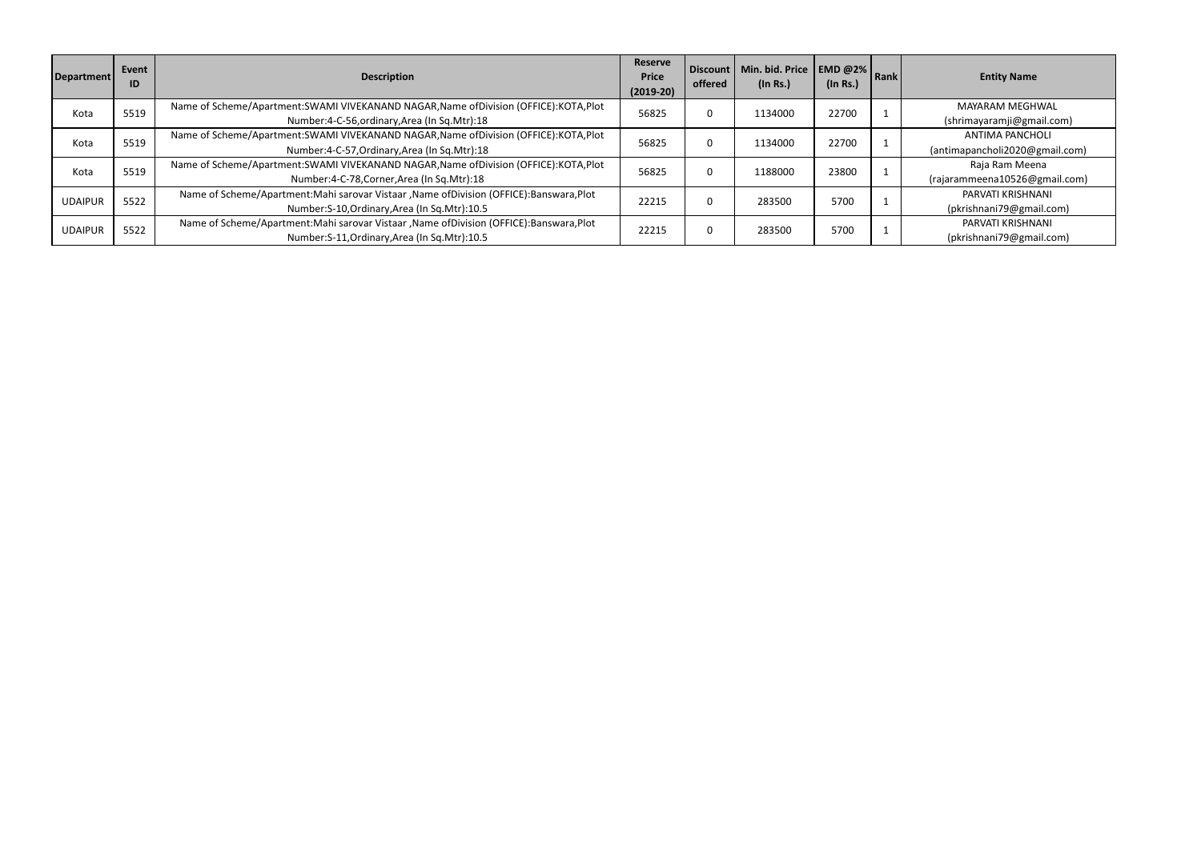| Department | Event ID | Description | Reserve Price (2019-20) | Discount offered | Min. bid. Price (In Rs.) | EMD @2% (In Rs.) | Rank | Entity Name |
|---|---|---|---|---|---|---|---|---|
| Kota | 5519 | Name of Scheme/Apartment:SWAMI VIVEKANAND NAGAR,Name ofDivision (OFFICE):KOTA,Plot Number:4-C-56,ordinary,Area (In Sq.Mtr):18 | 56825 | 0 | 1134000 | 22700 | 1 | MAYARAM MEGHWAL (shrimayaramji@gmail.com) |
| Kota | 5519 | Name of Scheme/Apartment:SWAMI VIVEKANAND NAGAR,Name ofDivision (OFFICE):KOTA,Plot Number:4-C-57,Ordinary,Area (In Sq.Mtr):18 | 56825 | 0 | 1134000 | 22700 | 1 | ANTIMA PANCHOLI (antimapancholi2020@gmail.com) |
| Kota | 5519 | Name of Scheme/Apartment:SWAMI VIVEKANAND NAGAR,Name ofDivision (OFFICE):KOTA,Plot Number:4-C-78,Corner,Area (In Sq.Mtr):18 | 56825 | 0 | 1188000 | 23800 | 1 | Raja Ram Meena (rajarammeena10526@gmail.com) |
| UDAIPUR | 5522 | Name of Scheme/Apartment:Mahi sarovar Vistaar ,Name ofDivision (OFFICE):Banswara,Plot Number:S-10,Ordinary,Area (In Sq.Mtr):10.5 | 22215 | 0 | 283500 | 5700 | 1 | PARVATI KRISHNANI (pkrishnani79@gmail.com) |
| UDAIPUR | 5522 | Name of Scheme/Apartment:Mahi sarovar Vistaar ,Name ofDivision (OFFICE):Banswara,Plot Number:S-11,Ordinary,Area (In Sq.Mtr):10.5 | 22215 | 0 | 283500 | 5700 | 1 | PARVATI KRISHNANI (pkrishnani79@gmail.com) |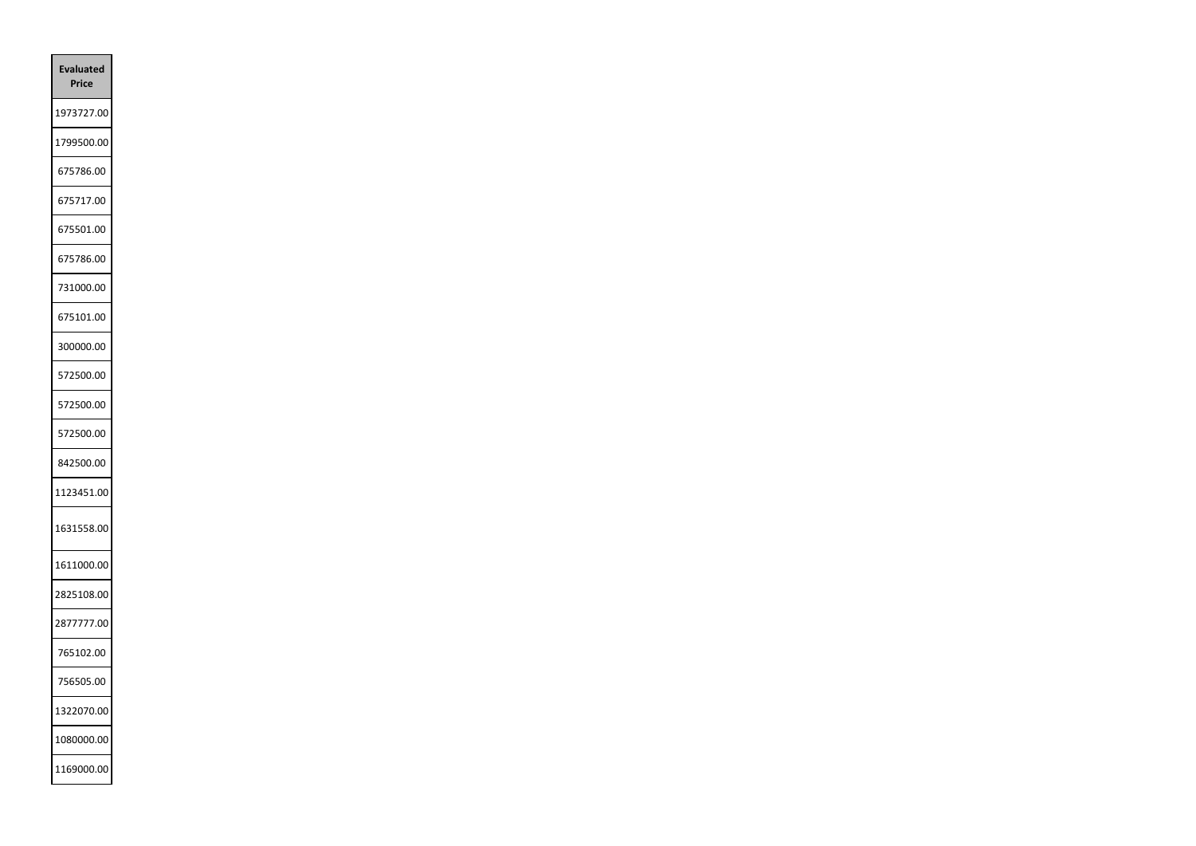| Evaluated Price |
| --- |
| 1973727.00 |
| 1799500.00 |
| 675786.00 |
| 675717.00 |
| 675501.00 |
| 675786.00 |
| 731000.00 |
| 675101.00 |
| 300000.00 |
| 572500.00 |
| 572500.00 |
| 572500.00 |
| 842500.00 |
| 1123451.00 |
| 1631558.00 |
| 1611000.00 |
| 2825108.00 |
| 2877777.00 |
| 765102.00 |
| 756505.00 |
| 1322070.00 |
| 1080000.00 |
| 1169000.00 |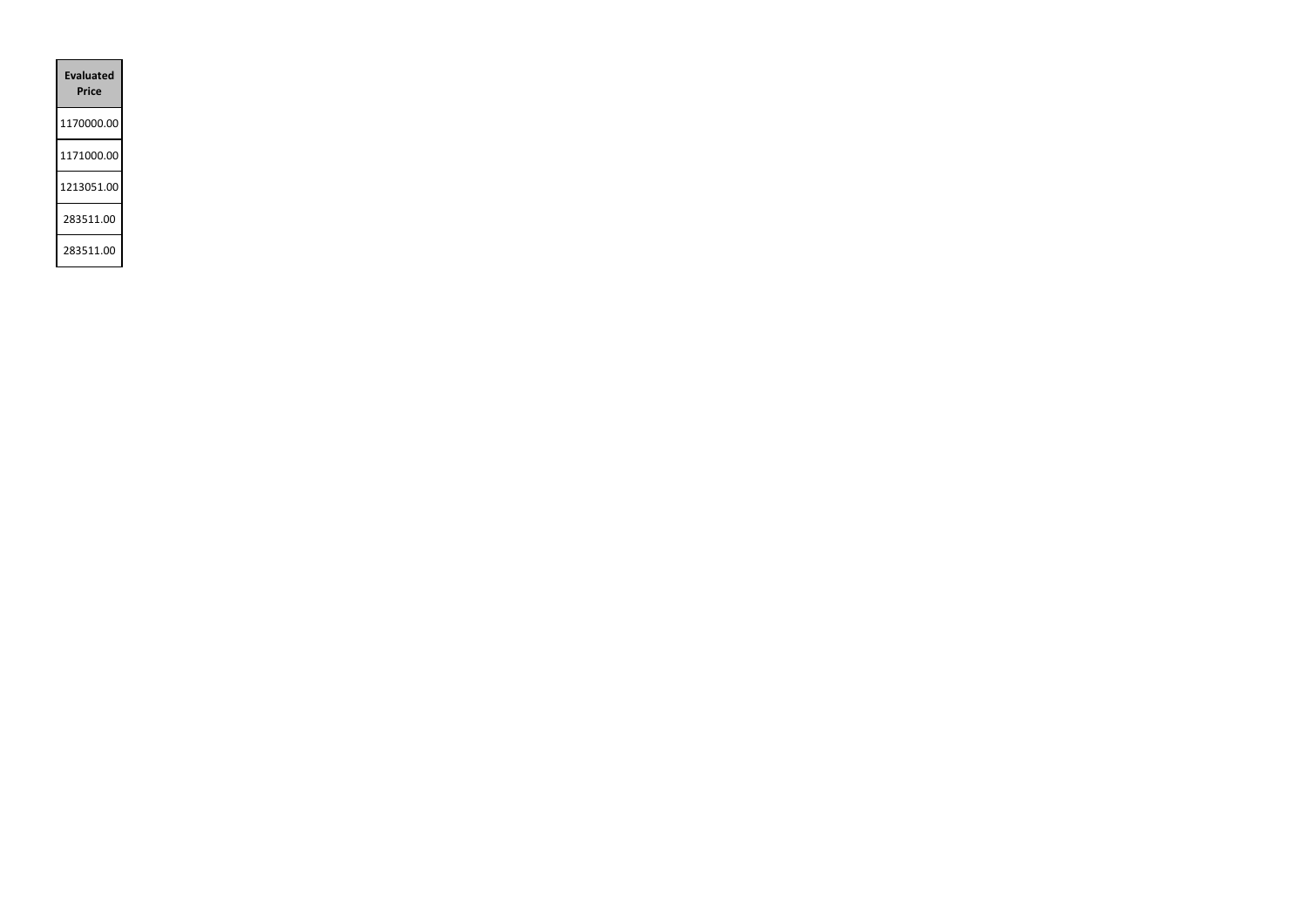| Evaluated Price |
| --- |
| 1170000.00 |
| 1171000.00 |
| 1213051.00 |
| 283511.00 |
| 283511.00 |